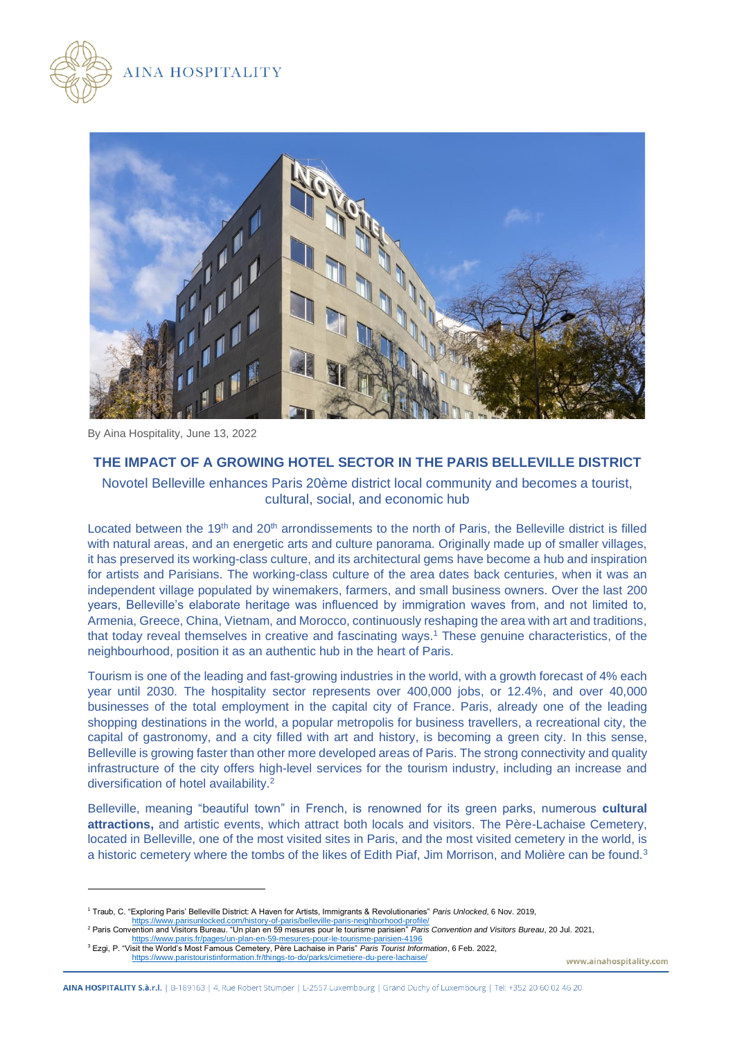AINA HOSPITALITY

By Aina Hospitality, June 13, 2022

## THE IMPACT OF A GROWING HOTEL SECTOR IN THE PARIS BELLEVILLE DISTRICT

### Novotel Belleville enhances Paris 20ème district local community and becomes a tourist, cultural, social, and economic hub

Located between the 19th and 20th arrondissements to the north of Paris, the Belleville district is filled with natural areas, and an energetic arts and culture panorama. Originally made up of smaller villages, it has preserved its working-class culture, and its architectural gems have become a hub and inspiration for artists and Parisians. The working-class culture of the area dates back centuries, when it was an independent village populated by winemakers, farmers, and small business owners. Over the last 200 years, Belleville's elaborate heritage was influenced by immigration waves from, and not limited to, Armenia, Greece, China, Vietnam, and Morocco, continuously reshaping the area with art and traditions, that today reveal themselves in creative and fascinating ways.[1] These genuine characteristics, of the neighbourhood, position it as an authentic hub in the heart of Paris.

Tourism is one of the leading and fast-growing industries in the world, with a growth forecast of 4% each year until 2030. The hospitality sector represents over 400,000 jobs, or 12.4%, and over 40,000 businesses of the total employment in the capital city of France. Paris, already one of the leading shopping destinations in the world, a popular metropolis for business travellers, a recreational city, the capital of gastronomy, and a city filled with art and history, is becoming a green city. In this sense, Belleville is growing faster than other more developed areas of Paris. The strong connectivity and quality infrastructure of the city offers high-level services for the tourism industry, including an increase and diversification of hotel availability.[2]

Belleville, meaning "beautiful town" in French, is renowned for its green parks, numerous **cultural attractions,** and artistic events, which attract both locals and visitors. The Père-Lachaise Cemetery, located in Belleville, one of the most visited sites in Paris, and the most visited cemetery in the world, is a historic cemetery where the tombs of the likes of Edith Piaf, Jim Morrison, and Molière can be found.[3]

---

[1] Traub, C. "Exploring Paris' Belleville District: A Haven for Artists, Immigrants & Revolutionaries" *Paris Unlocked*, 6 Nov. 2019, https://www.parisunlocked.com/history-of-paris/belleville-paris-neighborhood-profile/

[2] Paris Convention and Visitors Bureau. "Un plan en 59 mesures pour le tourisme parisien" *Paris Convention and Visitors Bureau*, 20 Jul. 2021, https://www.paris.fr/pages/un-plan-en-59-mesures-pour-le-tourisme-parisien-4196

[3] Ezgi, P. "Visit the World's Most Famous Cemetery, Père Lachaise in Paris" *Paris Tourist Information*, 6 Feb. 2022, https://www.paristouristinformation.fr/things-to-do/parks/cimetiere-du-pere-lachaise/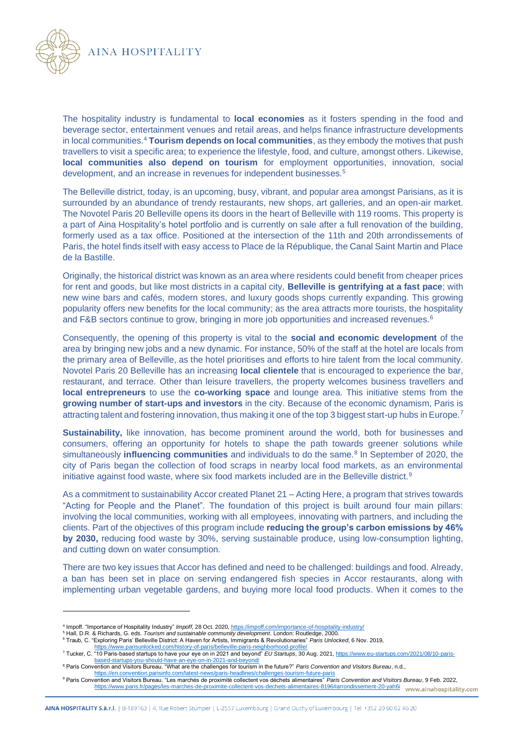The hospitality industry is fundamental to **local economies** as it fosters spending in the food and beverage sector, entertainment venues and retail areas, and helps finance infrastructure developments in local communities.[4] **Tourism depends on local communities**, as they embody the motives that push travellers to visit a specific area; to experience the lifestyle, food, and culture, amongst others. Likewise, **local communities also depend on tourism** for employment opportunities, innovation, social development, and an increase in revenues for independent businesses.[5]

The Belleville district, today, is an upcoming, busy, vibrant, and popular area amongst Parisians, as it is surrounded by an abundance of trendy restaurants, new shops, art galleries, and an open-air market. The Novotel Paris 20 Belleville opens its doors in the heart of Belleville with 119 rooms. This property is a part of Aina Hospitality's hotel portfolio and is currently on sale after a full renovation of the building, formerly used as a tax office. Positioned at the intersection of the 11th and 20th arrondissements of Paris, the hotel finds itself with easy access to Place de la République, the Canal Saint Martin and Place de la Bastille.

Originally, the historical district was known as an area where residents could benefit from cheaper prices for rent and goods, but like most districts in a capital city, **Belleville is gentrifying at a fast pace**; with new wine bars and cafés, modern stores, and luxury goods shops currently expanding. This growing popularity offers new benefits for the local community; as the area attracts more tourists, the hospitality and F&B sectors continue to grow, bringing in more job opportunities and increased revenues.[6]

Consequently, the opening of this property is vital to the **social and economic development** of the area by bringing new jobs and a new dynamic. For instance, 50% of the staff at the hotel are locals from the primary area of Belleville, as the hotel prioritises and efforts to hire talent from the local community. Novotel Paris 20 Belleville has an increasing **local clientele** that is encouraged to experience the bar, restaurant, and terrace. Other than leisure travellers, the property welcomes business travellers and **local entrepreneurs** to use the **co-working space** and lounge area. This initiative stems from the **growing number of start-ups and investors** in the city. Because of the economic dynamism, Paris is attracting talent and fostering innovation, thus making it one of the top 3 biggest start-up hubs in Europe.[7]

**Sustainability,** like innovation, has become prominent around the world, both for businesses and consumers, offering an opportunity for hotels to shape the path towards greener solutions while simultaneously **influencing communities** and individuals to do the same.[8] In September of 2020, the city of Paris began the collection of food scraps in nearby local food markets, as an environmental initiative against food waste, where six food markets included are in the Belleville district.[9]

As a commitment to sustainability Accor created Planet 21 – Acting Here, a program that strives towards "Acting for People and the Planet". The foundation of this project is built around four main pillars: involving the local communities, working with all employees, innovating with partners, and including the clients. Part of the objectives of this program include **reducing the group's carbon emissions by 46% by 2030,** reducing food waste by 30%, serving sustainable produce, using low-consumption lighting, and cutting down on water consumption.

There are two key issues that Accor has defined and need to be challenged: buildings and food. Already, a ban has been set in place on serving endangered fish species in Accor restaurants, along with implementing urban vegetable gardens, and buying more local food products. When it comes to the

---

[4] Impoff. "Importance of Hospitality Industry" *Impoff*, 28 Oct. 2020, https://impoff.com/importance-of-hospitality-industry/

[5] Hall, D.R. & Richards, G. eds. *Tourism and sustainable community development*. London: Routledge, 2000.

[6] Traub, C. "Exploring Paris' Belleville District: A Haven for Artists, Immigrants & Revolutionaries" *Paris Unlocked*, 6 Nov. 2019, https://www.parisunlocked.com/history-of-paris/belleville-paris-neighborhood-profile/

[7] Tucker, C. "10 Paris-based startups to have your eye on in 2021 and beyond" *EU Startups*, 30 Aug. 2021, https://www.eu-startups.com/2021/08/10-paris-based-startups-you-should-have-an-eye-on-in-2021-and-beyond/

[8] Paris Convention and Visitors Bureau. "What are the challenges for tourism in the future?" *Paris Convention and Visitors Bureau*, n.d., https://en.convention.parisinfo.com/latest-news/paris-headlines/challenges-tourism-future-paris

[9] Paris Convention and Visitors Bureau. "Les marchés de proximité collectent vos déchets alimentaires" *Paris Convention and Visitors Bureau*, 9 Feb. 2022, https://www.paris.fr/pages/les-marches-de-proximite-collectent-vos-dechets-alimentaires-8196#arrondissement-20-yah6i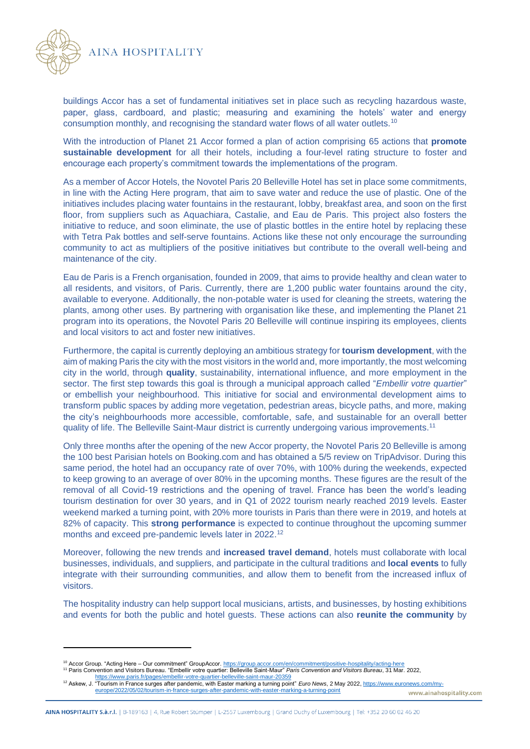buildings Accor has a set of fundamental initiatives set in place such as recycling hazardous waste, paper, glass, cardboard, and plastic; measuring and examining the hotels' water and energy consumption monthly, and recognising the standard water flows of all water outlets.[10]

With the introduction of Planet 21 Accor formed a plan of action comprising 65 actions that **promote sustainable development** for all their hotels, including a four-level rating structure to foster and encourage each property's commitment towards the implementations of the program.

As a member of Accor Hotels, the Novotel Paris 20 Belleville Hotel has set in place some commitments, in line with the Acting Here program, that aim to save water and reduce the use of plastic. One of the initiatives includes placing water fountains in the restaurant, lobby, breakfast area, and soon on the first floor, from suppliers such as Aquachiara, Castalie, and Eau de Paris. This project also fosters the initiative to reduce, and soon eliminate, the use of plastic bottles in the entire hotel by replacing these with Tetra Pak bottles and self-serve fountains. Actions like these not only encourage the surrounding community to act as multipliers of the positive initiatives but contribute to the overall well-being and maintenance of the city.

Eau de Paris is a French organisation, founded in 2009, that aims to provide healthy and clean water to all residents, and visitors, of Paris. Currently, there are 1,200 public water fountains around the city, available to everyone. Additionally, the non-potable water is used for cleaning the streets, watering the plants, among other uses. By partnering with organisation like these, and implementing the Planet 21 program into its operations, the Novotel Paris 20 Belleville will continue inspiring its employees, clients and local visitors to act and foster new initiatives.

Furthermore, the capital is currently deploying an ambitious strategy for **tourism development**, with the aim of making Paris the city with the most visitors in the world and, more importantly, the most welcoming city in the world, through **quality**, sustainability, international influence, and more employment in the sector. The first step towards this goal is through a municipal approach called "*Embellir votre quartier*" or embellish your neighbourhood. This initiative for social and environmental development aims to transform public spaces by adding more vegetation, pedestrian areas, bicycle paths, and more, making the city's neighbourhoods more accessible, comfortable, safe, and sustainable for an overall better quality of life. The Belleville Saint-Maur district is currently undergoing various improvements.[11]

Only three months after the opening of the new Accor property, the Novotel Paris 20 Belleville is among the 100 best Parisian hotels on Booking.com and has obtained a 5/5 review on TripAdvisor. During this same period, the hotel had an occupancy rate of over 70%, with 100% during the weekends, expected to keep growing to an average of over 80% in the upcoming months. These figures are the result of the removal of all Covid-19 restrictions and the opening of travel. France has been the world's leading tourism destination for over 30 years, and in Q1 of 2022 tourism nearly reached 2019 levels. Easter weekend marked a turning point, with 20% more tourists in Paris than there were in 2019, and hotels at 82% of capacity. This **strong performance** is expected to continue throughout the upcoming summer months and exceed pre-pandemic levels later in 2022.[12]

Moreover, following the new trends and **increased travel demand**, hotels must collaborate with local businesses, individuals, and suppliers, and participate in the cultural traditions and **local events** to fully integrate with their surrounding communities, and allow them to benefit from the increased influx of visitors.

The hospitality industry can help support local musicians, artists, and businesses, by hosting exhibitions and events for both the public and hotel guests. These actions can also **reunite the community** by

---

[10] Accor Group. "Acting Here – Our commitment" GroupAccor. https://group.accor.com/en/commitment/positive-hospitality/acting-here

[11] Paris Convention and Visitors Bureau. "Embellir votre quartier: Belleville Saint-Maur" *Paris Convention and Visitors Bureau*, 31 Mar. 2022, https://www.paris.fr/pages/embellir-votre-quartier-belleville-saint-maur-20359

[12] Askew, J. "Tourism in France surges after pandemic, with Easter marking a turning point" *Euro News*, 2 May 2022, https://www.euronews.com/my-europe/2022/05/02/tourism-in-france-surges-after-pandemic-with-easter-marking-a-turning-point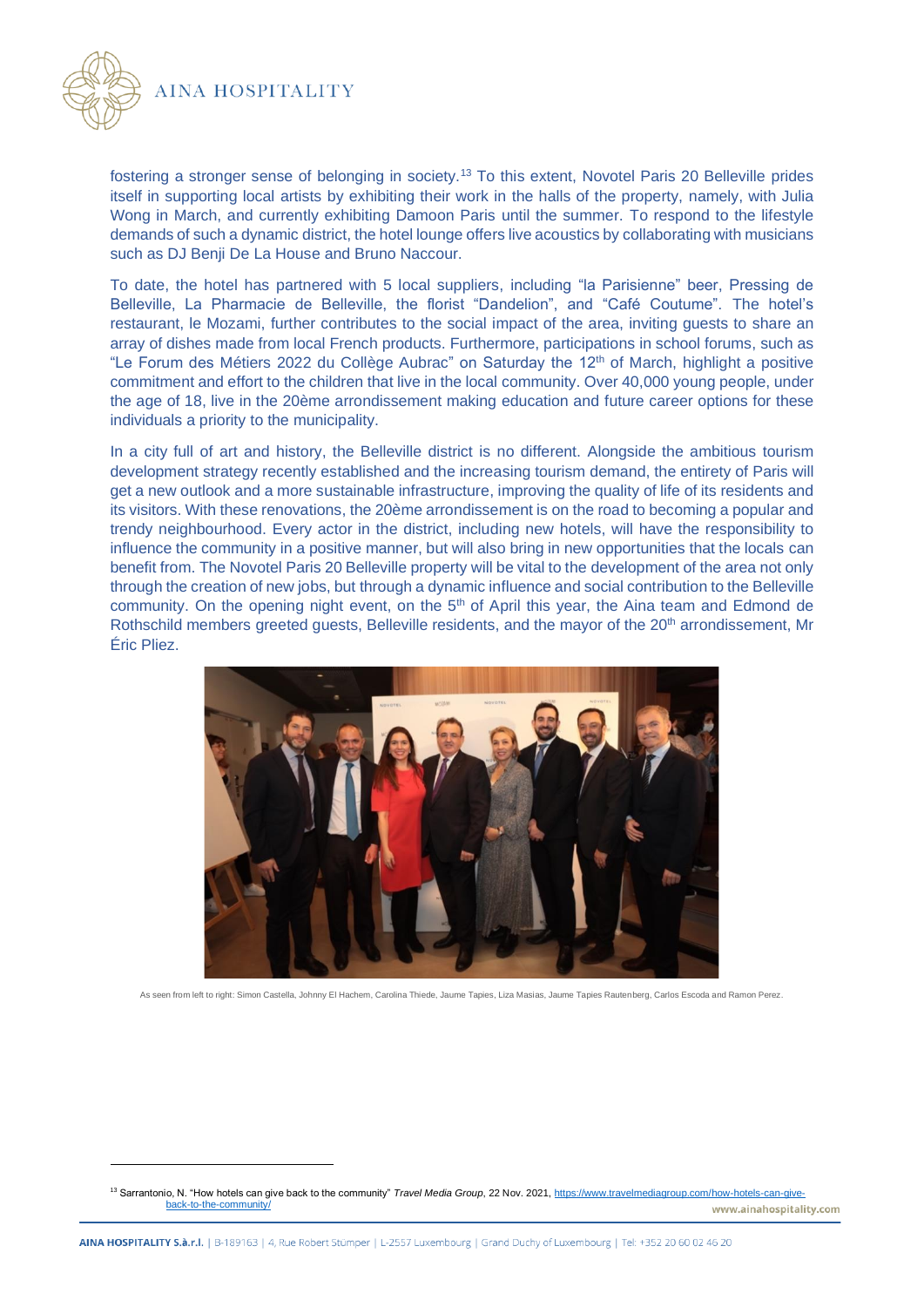fostering a stronger sense of belonging in society.[13] To this extent, Novotel Paris 20 Belleville prides itself in supporting local artists by exhibiting their work in the halls of the property, namely, with Julia Wong in March, and currently exhibiting Damoon Paris until the summer. To respond to the lifestyle demands of such a dynamic district, the hotel lounge offers live acoustics by collaborating with musicians such as DJ Benji De La House and Bruno Naccour.

To date, the hotel has partnered with 5 local suppliers, including "la Parisienne" beer, Pressing de Belleville, La Pharmacie de Belleville, the florist "Dandelion", and "Café Coutume". The hotel's restaurant, le Mozami, further contributes to the social impact of the area, inviting guests to share an array of dishes made from local French products. Furthermore, participations in school forums, such as "Le Forum des Métiers 2022 du Collège Aubrac" on Saturday the 12th of March, highlight a positive commitment and effort to the children that live in the local community. Over 40,000 young people, under the age of 18, live in the 20ème arrondissement making education and future career options for these individuals a priority to the municipality.

In a city full of art and history, the Belleville district is no different. Alongside the ambitious tourism development strategy recently established and the increasing tourism demand, the entirety of Paris will get a new outlook and a more sustainable infrastructure, improving the quality of life of its residents and its visitors. With these renovations, the 20ème arrondissement is on the road to becoming a popular and trendy neighbourhood. Every actor in the district, including new hotels, will have the responsibility to influence the community in a positive manner, but will also bring in new opportunities that the locals can benefit from. The Novotel Paris 20 Belleville property will be vital to the development of the area not only through the creation of new jobs, but through a dynamic influence and social contribution to the Belleville community. On the opening night event, on the 5th of April this year, the Aina team and Edmond de Rothschild members greeted guests, Belleville residents, and the mayor of the 20th arrondissement, Mr Éric Pliez.

As seen from left to right: Simon Castella, Johnny El Hachem, Carolina Thiede, Jaume Tapies, Liza Masias, Jaume Tapies Rautenberg, Carlos Escoda and Ramon Perez.

[13] Sarrantonio, N. "How hotels can give back to the community" *Travel Media Group*, 22 Nov. 2021, https://www.travelmediagroup.com/how-hotels-can-give-back-to-the-community/